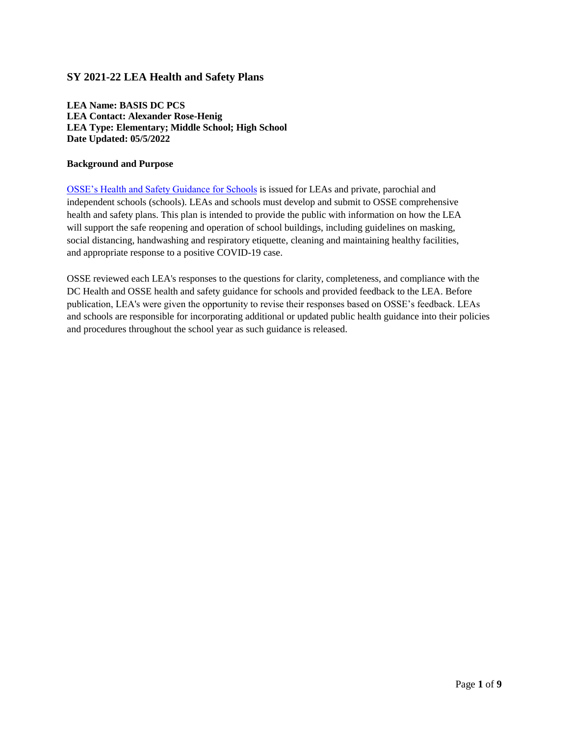## SY 2021-22 LEA Health and Safety Plans

**LEA Name: BASIS DC PCS**
**LEA Contact: Alexander Rose-Henig**
**LEA Type: Elementary; Middle School; High School**
**Date Updated: 05/5/2022**

**Background and Purpose**

OSSE's Health and Safety Guidance for Schools is issued for LEAs and private, parochial and independent schools (schools). LEAs and schools must develop and submit to OSSE comprehensive health and safety plans. This plan is intended to provide the public with information on how the LEA will support the safe reopening and operation of school buildings, including guidelines on masking, social distancing, handwashing and respiratory etiquette, cleaning and maintaining healthy facilities, and appropriate response to a positive COVID-19 case.

OSSE reviewed each LEA's responses to the questions for clarity, completeness, and compliance with the DC Health and OSSE health and safety guidance for schools and provided feedback to the LEA. Before publication, LEA's were given the opportunity to revise their responses based on OSSE's feedback. LEAs and schools are responsible for incorporating additional or updated public health guidance into their policies and procedures throughout the school year as such guidance is released.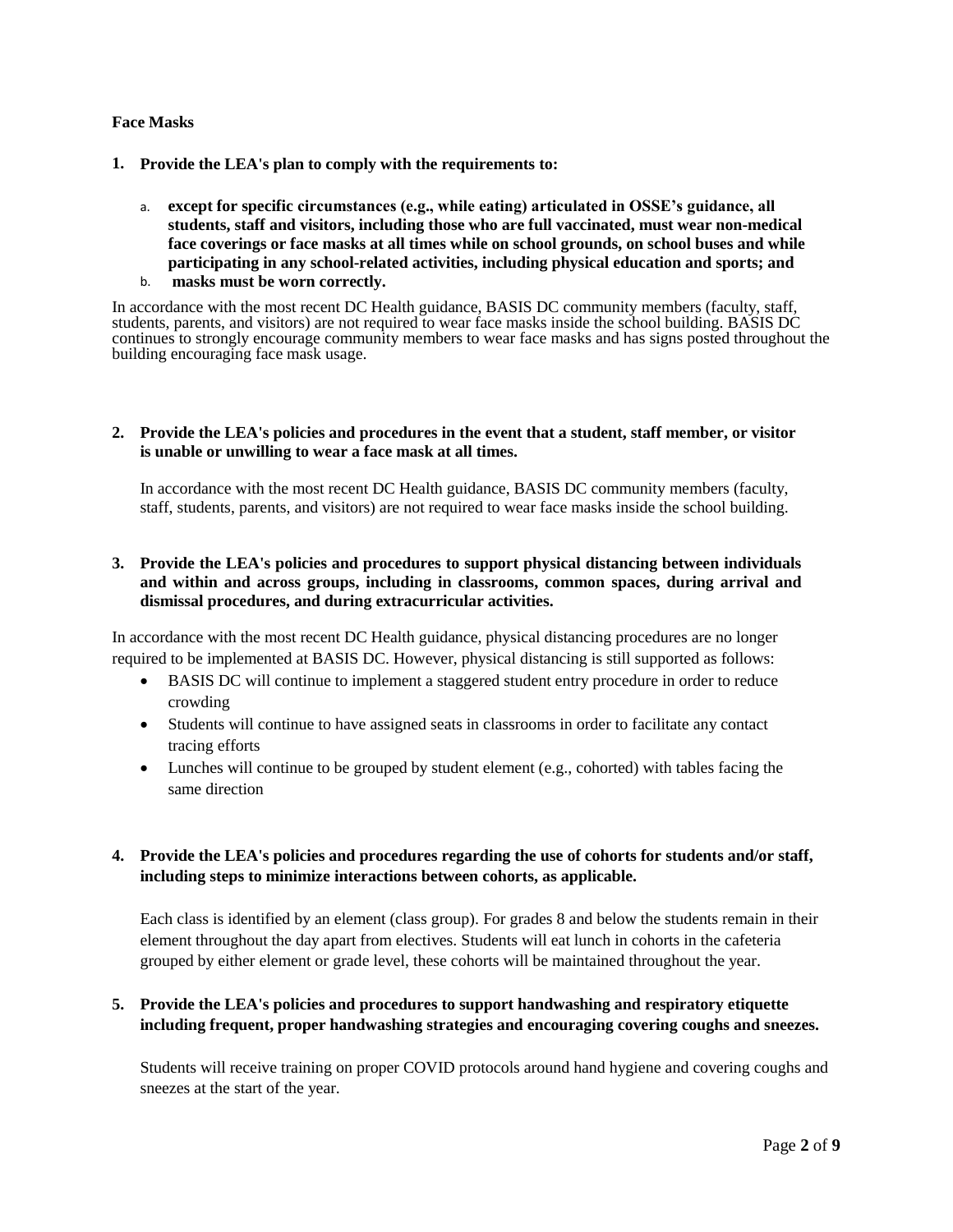**Face Masks**

**1. Provide the LEA's plan to comply with the requirements to:**

   a. **except for specific circumstances (e.g., while eating) articulated in OSSE's guidance, all students, staff and visitors, including those who are full vaccinated, must wear non-medical face coverings or face masks at all times while on school grounds, on school buses and while participating in any school-related activities, including physical education and sports; and**
   b. **masks must be worn correctly.**

In accordance with the most recent DC Health guidance, BASIS DC community members (faculty, staff, students, parents, and visitors) are not required to wear face masks inside the school building. BASIS DC continues to strongly encourage community members to wear face masks and has signs posted throughout the building encouraging face mask usage.

**2. Provide the LEA's policies and procedures in the event that a student, staff member, or visitor is unable or unwilling to wear a face mask at all times.**

In accordance with the most recent DC Health guidance, BASIS DC community members (faculty, staff, students, parents, and visitors) are not required to wear face masks inside the school building.

**3. Provide the LEA's policies and procedures to support physical distancing between individuals and within and across groups, including in classrooms, common spaces, during arrival and dismissal procedures, and during extracurricular activities.**

In accordance with the most recent DC Health guidance, physical distancing procedures are no longer required to be implemented at BASIS DC. However, physical distancing is still supported as follows:

- BASIS DC will continue to implement a staggered student entry procedure in order to reduce crowding
- Students will continue to have assigned seats in classrooms in order to facilitate any contact tracing efforts
- Lunches will continue to be grouped by student element (e.g., cohorted) with tables facing the same direction

**4. Provide the LEA's policies and procedures regarding the use of cohorts for students and/or staff, including steps to minimize interactions between cohorts, as applicable.**

Each class is identified by an element (class group). For grades 8 and below the students remain in their element throughout the day apart from electives. Students will eat lunch in cohorts in the cafeteria grouped by either element or grade level, these cohorts will be maintained throughout the year.

**5. Provide the LEA's policies and procedures to support handwashing and respiratory etiquette including frequent, proper handwashing strategies and encouraging covering coughs and sneezes.**

Students will receive training on proper COVID protocols around hand hygiene and covering coughs and sneezes at the start of the year.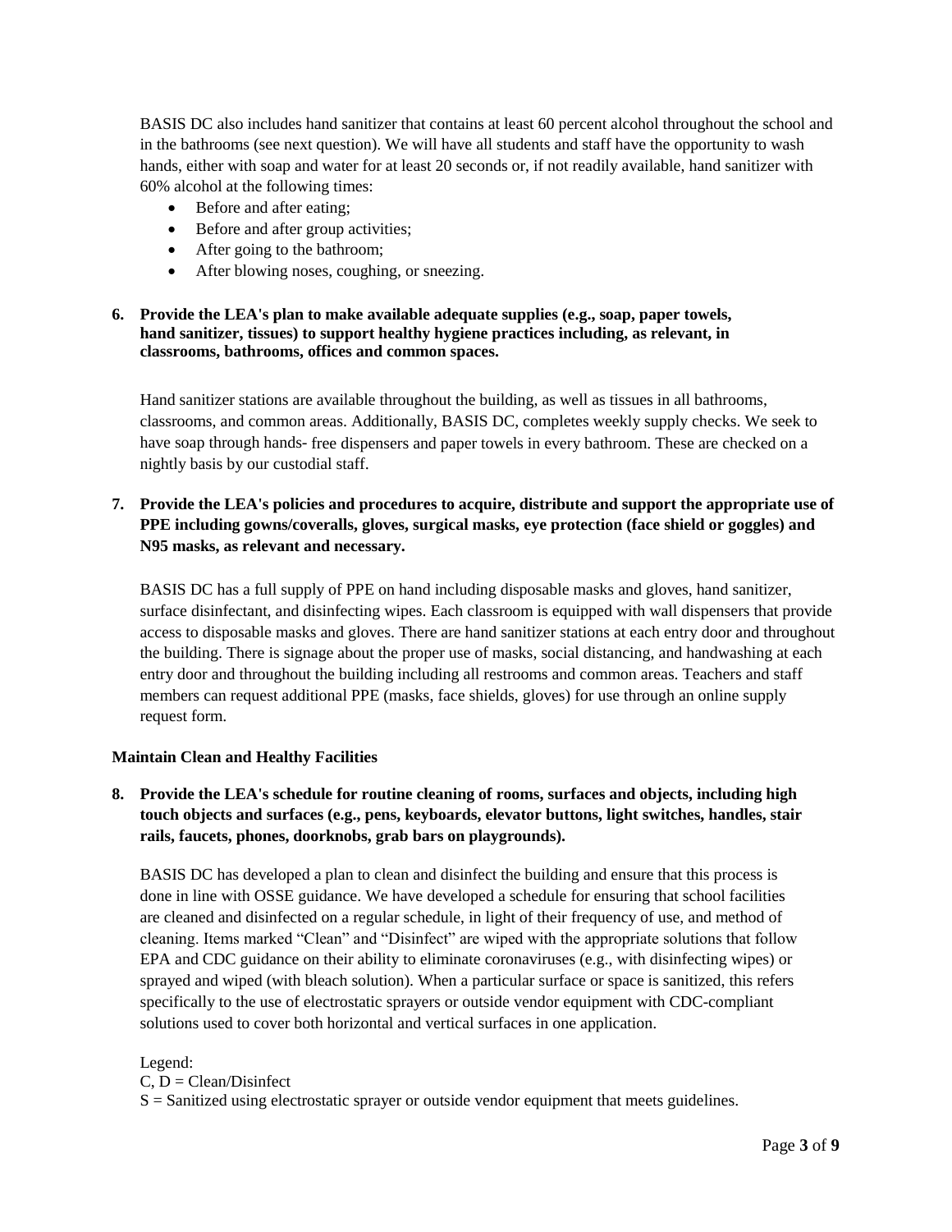BASIS DC also includes hand sanitizer that contains at least 60 percent alcohol throughout the school and in the bathrooms (see next question). We will have all students and staff have the opportunity to wash hands, either with soap and water for at least 20 seconds or, if not readily available, hand sanitizer with 60% alcohol at the following times:

- Before and after eating;
- Before and after group activities;
- After going to the bathroom;
- After blowing noses, coughing, or sneezing.

**6. Provide the LEA's plan to make available adequate supplies (e.g., soap, paper towels, hand sanitizer, tissues) to support healthy hygiene practices including, as relevant, in classrooms, bathrooms, offices and common spaces.**

Hand sanitizer stations are available throughout the building, as well as tissues in all bathrooms, classrooms, and common areas. Additionally, BASIS DC, completes weekly supply checks. We seek to have soap through hands- free dispensers and paper towels in every bathroom. These are checked on a nightly basis by our custodial staff.

**7. Provide the LEA's policies and procedures to acquire, distribute and support the appropriate use of PPE including gowns/coveralls, gloves, surgical masks, eye protection (face shield or goggles) and N95 masks, as relevant and necessary.**

BASIS DC has a full supply of PPE on hand including disposable masks and gloves, hand sanitizer, surface disinfectant, and disinfecting wipes. Each classroom is equipped with wall dispensers that provide access to disposable masks and gloves. There are hand sanitizer stations at each entry door and throughout the building. There is signage about the proper use of masks, social distancing, and handwashing at each entry door and throughout the building including all restrooms and common areas. Teachers and staff members can request additional PPE (masks, face shields, gloves) for use through an online supply request form.

**Maintain Clean and Healthy Facilities**

**8. Provide the LEA's schedule for routine cleaning of rooms, surfaces and objects, including high touch objects and surfaces (e.g., pens, keyboards, elevator buttons, light switches, handles, stair rails, faucets, phones, doorknobs, grab bars on playgrounds).**

BASIS DC has developed a plan to clean and disinfect the building and ensure that this process is done in line with OSSE guidance. We have developed a schedule for ensuring that school facilities are cleaned and disinfected on a regular schedule, in light of their frequency of use, and method of cleaning. Items marked "Clean" and "Disinfect" are wiped with the appropriate solutions that follow EPA and CDC guidance on their ability to eliminate coronaviruses (e.g., with disinfecting wipes) or sprayed and wiped (with bleach solution). When a particular surface or space is sanitized, this refers specifically to the use of electrostatic sprayers or outside vendor equipment with CDC-compliant solutions used to cover both horizontal and vertical surfaces in one application.

Legend:
C, D = Clean/Disinfect
S = Sanitized using electrostatic sprayer or outside vendor equipment that meets guidelines.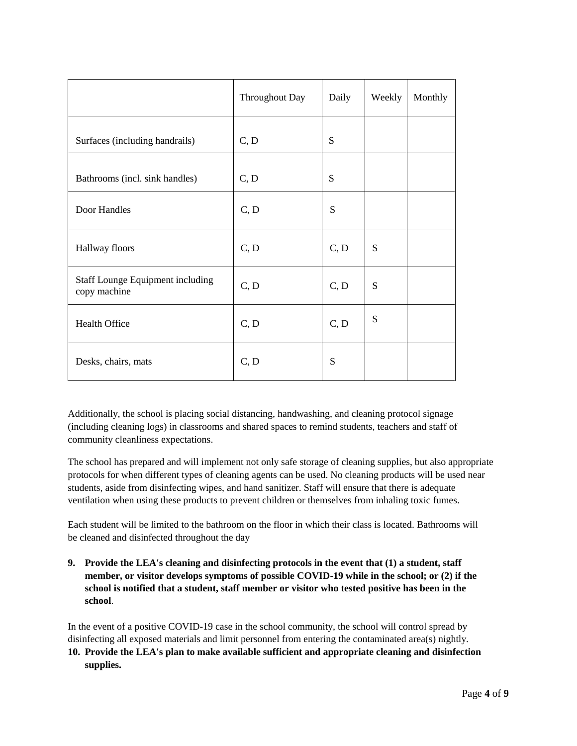| | Throughout Day | Daily | Weekly | Monthly |
|---|---|---|---|---|
| Surfaces (including handrails) | C, D | S | | |
| Bathrooms (incl. sink handles) | C, D | S | | |
| Door Handles | C, D | S | | |
| Hallway floors | C, D | C, D | S | |
| Staff Lounge Equipment including copy machine | C, D | C, D | S | |
| Health Office | C, D | C, D | S | |
| Desks, chairs, mats | C, D | S | | |

Additionally, the school is placing social distancing, handwashing, and cleaning protocol signage (including cleaning logs) in classrooms and shared spaces to remind students, teachers and staff of community cleanliness expectations.

The school has prepared and will implement not only safe storage of cleaning supplies, but also appropriate protocols for when different types of cleaning agents can be used. No cleaning products will be used near students, aside from disinfecting wipes, and hand sanitizer. Staff will ensure that there is adequate ventilation when using these products to prevent children or themselves from inhaling toxic fumes.

Each student will be limited to the bathroom on the floor in which their class is located. Bathrooms will be cleaned and disinfected throughout the day

9. **Provide the LEA's cleaning and disinfecting protocols in the event that (1) a student, staff member, or visitor develops symptoms of possible COVID-19 while in the school; or (2) if the school is notified that a student, staff member or visitor who tested positive has been in the school**.

In the event of a positive COVID-19 case in the school community, the school will control spread by disinfecting all exposed materials and limit personnel from entering the contaminated area(s) nightly.

10. **Provide the LEA's plan to make available sufficient and appropriate cleaning and disinfection supplies.**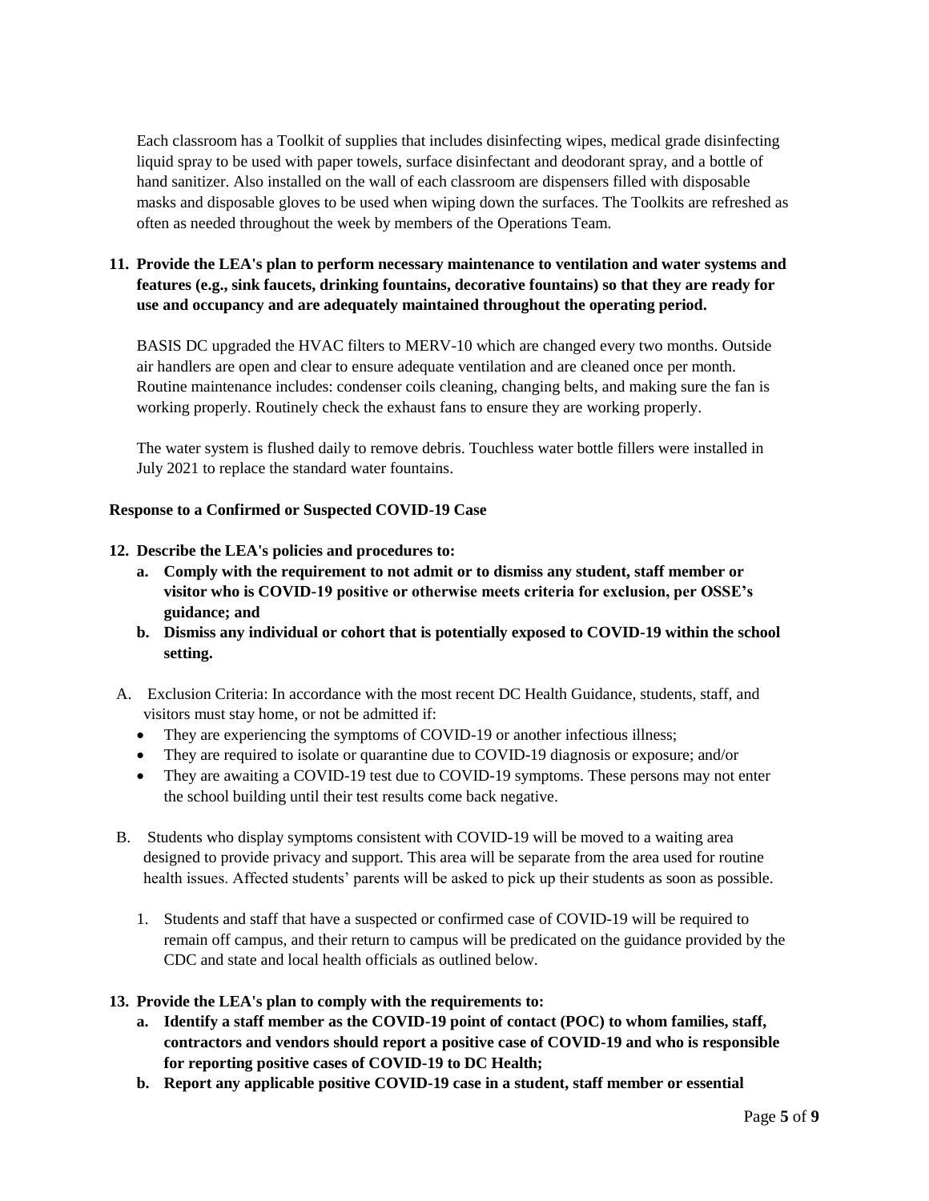Each classroom has a Toolkit of supplies that includes disinfecting wipes, medical grade disinfecting liquid spray to be used with paper towels, surface disinfectant and deodorant spray, and a bottle of hand sanitizer. Also installed on the wall of each classroom are dispensers filled with disposable masks and disposable gloves to be used when wiping down the surfaces. The Toolkits are refreshed as often as needed throughout the week by members of the Operations Team.

**11. Provide the LEA's plan to perform necessary maintenance to ventilation and water systems and features (e.g., sink faucets, drinking fountains, decorative fountains) so that they are ready for use and occupancy and are adequately maintained throughout the operating period.**

BASIS DC upgraded the HVAC filters to MERV-10 which are changed every two months. Outside air handlers are open and clear to ensure adequate ventilation and are cleaned once per month. Routine maintenance includes: condenser coils cleaning, changing belts, and making sure the fan is working properly. Routinely check the exhaust fans to ensure they are working properly.

The water system is flushed daily to remove debris. Touchless water bottle fillers were installed in July 2021 to replace the standard water fountains.

**Response to a Confirmed or Suspected COVID-19 Case**

**12. Describe the LEA's policies and procedures to:**

**a. Comply with the requirement to not admit or to dismiss any student, staff member or visitor who is COVID-19 positive or otherwise meets criteria for exclusion, per OSSE's guidance; and**

**b. Dismiss any individual or cohort that is potentially exposed to COVID-19 within the school setting.**

A. Exclusion Criteria: In accordance with the most recent DC Health Guidance, students, staff, and visitors must stay home, or not be admitted if:

- They are experiencing the symptoms of COVID-19 or another infectious illness;
- They are required to isolate or quarantine due to COVID-19 diagnosis or exposure; and/or
- They are awaiting a COVID-19 test due to COVID-19 symptoms. These persons may not enter the school building until their test results come back negative.

B. Students who display symptoms consistent with COVID-19 will be moved to a waiting area designed to provide privacy and support. This area will be separate from the area used for routine health issues. Affected students' parents will be asked to pick up their students as soon as possible.

1. Students and staff that have a suspected or confirmed case of COVID-19 will be required to remain off campus, and their return to campus will be predicated on the guidance provided by the CDC and state and local health officials as outlined below.

**13. Provide the LEA's plan to comply with the requirements to:**

**a. Identify a staff member as the COVID-19 point of contact (POC) to whom families, staff, contractors and vendors should report a positive case of COVID-19 and who is responsible for reporting positive cases of COVID-19 to DC Health;**

**b. Report any applicable positive COVID-19 case in a student, staff member or essential**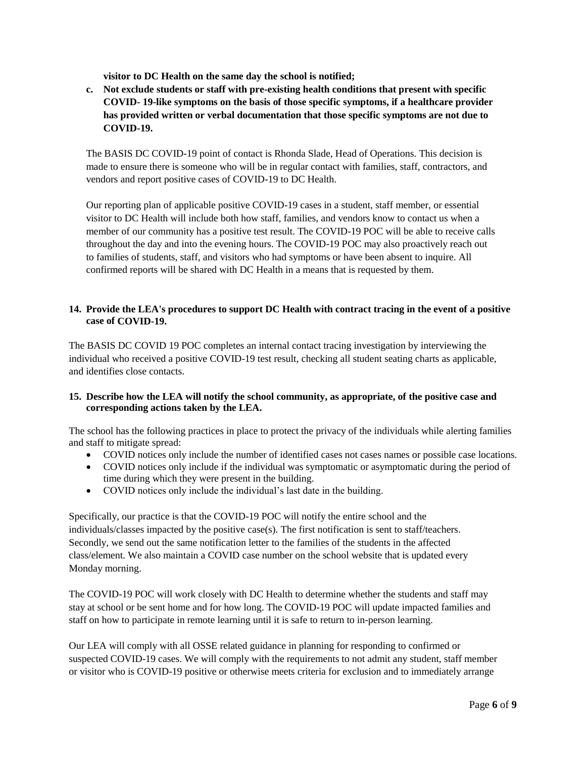**visitor to DC Health on the same day the school is notified;**

c. **Not exclude students or staff with pre-existing health conditions that present with specific COVID- 19-like symptoms on the basis of those specific symptoms, if a healthcare provider has provided written or verbal documentation that those specific symptoms are not due to COVID-19.**

The BASIS DC COVID-19 point of contact is Rhonda Slade, Head of Operations. This decision is made to ensure there is someone who will be in regular contact with families, staff, contractors, and vendors and report positive cases of COVID-19 to DC Health.

Our reporting plan of applicable positive COVID-19 cases in a student, staff member, or essential visitor to DC Health will include both how staff, families, and vendors know to contact us when a member of our community has a positive test result. The COVID-19 POC will be able to receive calls throughout the day and into the evening hours. The COVID-19 POC may also proactively reach out to families of students, staff, and visitors who had symptoms or have been absent to inquire. All confirmed reports will be shared with DC Health in a means that is requested by them.

**14. Provide the LEA's procedures to support DC Health with contract tracing in the event of a positive case of COVID-19.**

The BASIS DC COVID 19 POC completes an internal contact tracing investigation by interviewing the individual who received a positive COVID-19 test result, checking all student seating charts as applicable, and identifies close contacts.

**15. Describe how the LEA will notify the school community, as appropriate, of the positive case and corresponding actions taken by the LEA.**

The school has the following practices in place to protect the privacy of the individuals while alerting families and staff to mitigate spread:

- COVID notices only include the number of identified cases not cases names or possible case locations.
- COVID notices only include if the individual was symptomatic or asymptomatic during the period of time during which they were present in the building.
- COVID notices only include the individual's last date in the building.

Specifically, our practice is that the COVID-19 POC will notify the entire school and the individuals/classes impacted by the positive case(s). The first notification is sent to staff/teachers. Secondly, we send out the same notification letter to the families of the students in the affected class/element. We also maintain a COVID case number on the school website that is updated every Monday morning.

The COVID-19 POC will work closely with DC Health to determine whether the students and staff may stay at school or be sent home and for how long. The COVID-19 POC will update impacted families and staff on how to participate in remote learning until it is safe to return to in-person learning.

Our LEA will comply with all OSSE related guidance in planning for responding to confirmed or suspected COVID-19 cases. We will comply with the requirements to not admit any student, staff member or visitor who is COVID-19 positive or otherwise meets criteria for exclusion and to immediately arrange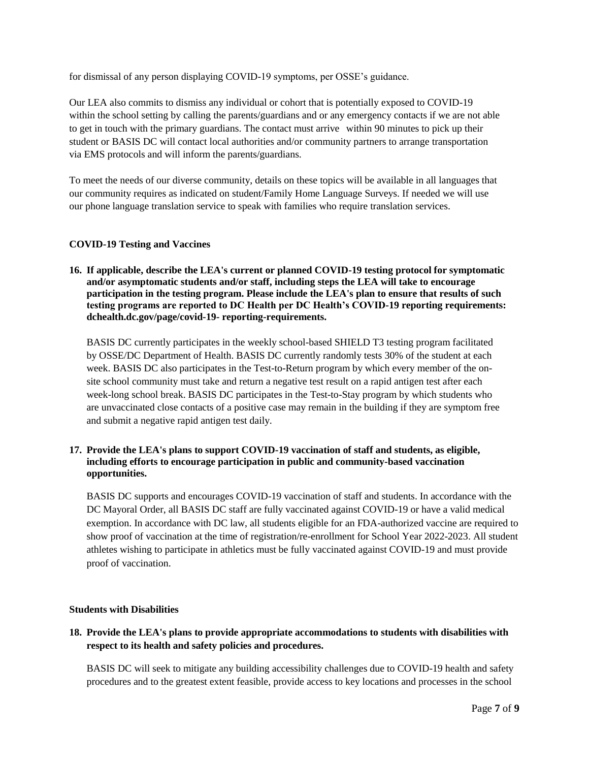for dismissal of any person displaying COVID-19 symptoms, per OSSE's guidance.

Our LEA also commits to dismiss any individual or cohort that is potentially exposed to COVID-19 within the school setting by calling the parents/guardians and or any emergency contacts if we are not able to get in touch with the primary guardians. The contact must arrive within 90 minutes to pick up their student or BASIS DC will contact local authorities and/or community partners to arrange transportation via EMS protocols and will inform the parents/guardians.

To meet the needs of our diverse community, details on these topics will be available in all languages that our community requires as indicated on student/Family Home Language Surveys. If needed we will use our phone language translation service to speak with families who require translation services.

**COVID-19 Testing and Vaccines**

**16. If applicable, describe the LEA's current or planned COVID-19 testing protocol for symptomatic and/or asymptomatic students and/or staff, including steps the LEA will take to encourage participation in the testing program. Please include the LEA's plan to ensure that results of such testing programs are reported to DC Health per DC Health's COVID-19 reporting requirements: dchealth.dc.gov/page/covid-19- reporting-requirements.**

BASIS DC currently participates in the weekly school-based SHIELD T3 testing program facilitated by OSSE/DC Department of Health. BASIS DC currently randomly tests 30% of the student at each week. BASIS DC also participates in the Test-to-Return program by which every member of the on-site school community must take and return a negative test result on a rapid antigen test after each week-long school break. BASIS DC participates in the Test-to-Stay program by which students who are unvaccinated close contacts of a positive case may remain in the building if they are symptom free and submit a negative rapid antigen test daily.

**17. Provide the LEA's plans to support COVID-19 vaccination of staff and students, as eligible, including efforts to encourage participation in public and community-based vaccination opportunities.**

BASIS DC supports and encourages COVID-19 vaccination of staff and students. In accordance with the DC Mayoral Order, all BASIS DC staff are fully vaccinated against COVID-19 or have a valid medical exemption. In accordance with DC law, all students eligible for an FDA-authorized vaccine are required to show proof of vaccination at the time of registration/re-enrollment for School Year 2022-2023. All student athletes wishing to participate in athletics must be fully vaccinated against COVID-19 and must provide proof of vaccination.

**Students with Disabilities**

**18. Provide the LEA's plans to provide appropriate accommodations to students with disabilities with respect to its health and safety policies and procedures.**

BASIS DC will seek to mitigate any building accessibility challenges due to COVID-19 health and safety procedures and to the greatest extent feasible, provide access to key locations and processes in the school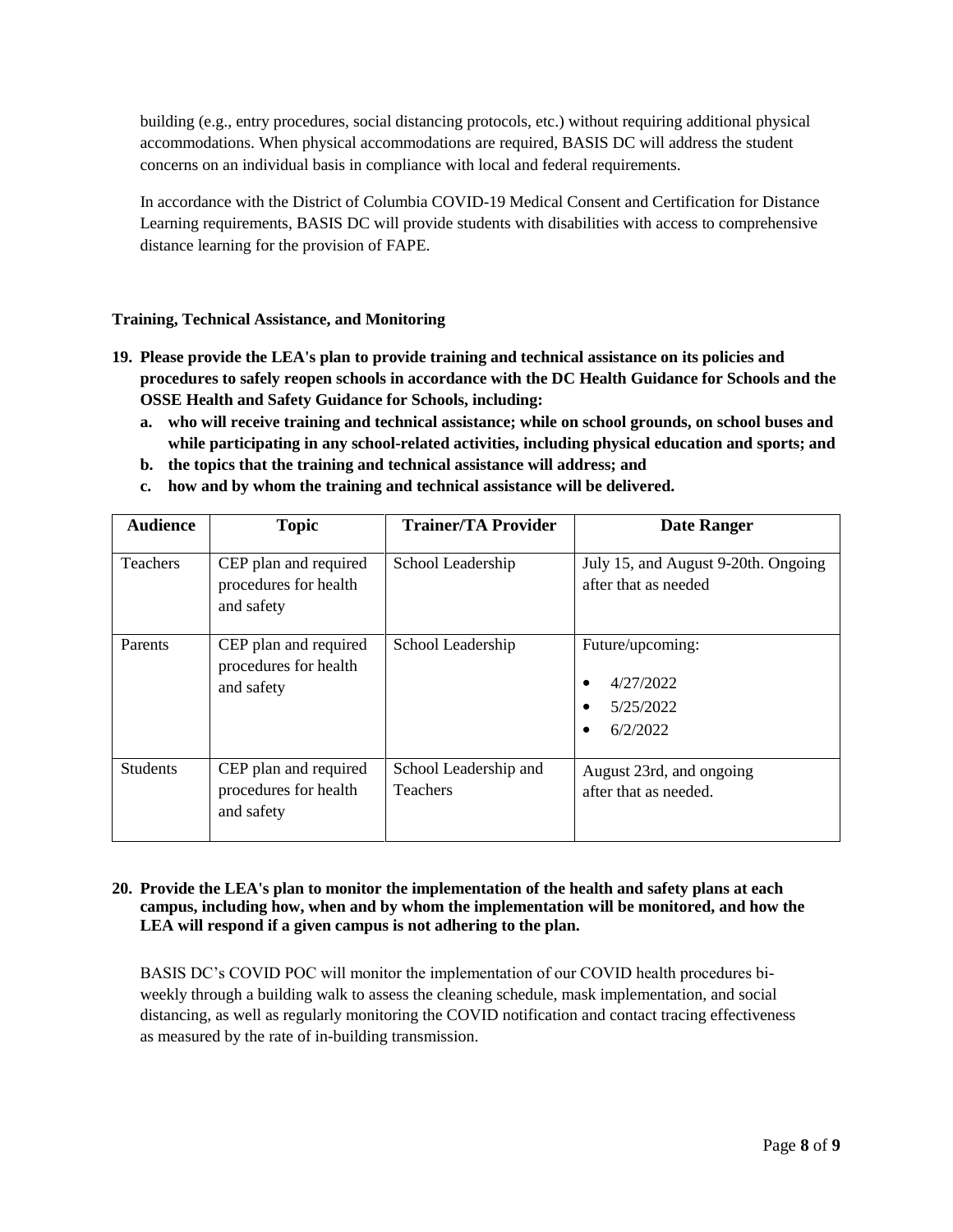building (e.g., entry procedures, social distancing protocols, etc.) without requiring additional physical accommodations. When physical accommodations are required, BASIS DC will address the student concerns on an individual basis in compliance with local and federal requirements.

In accordance with the District of Columbia COVID-19 Medical Consent and Certification for Distance Learning requirements, BASIS DC will provide students with disabilities with access to comprehensive distance learning for the provision of FAPE.

**Training, Technical Assistance, and Monitoring**

**19. Please provide the LEA's plan to provide training and technical assistance on its policies and procedures to safely reopen schools in accordance with the DC Health Guidance for Schools and the OSSE Health and Safety Guidance for Schools, including:**

- **a. who will receive training and technical assistance; while on school grounds, on school buses and while participating in any school-related activities, including physical education and sports; and**
- **b. the topics that the training and technical assistance will address; and**
- **c. how and by whom the training and technical assistance will be delivered.**

| Audience | Topic | Trainer/TA Provider | Date Ranger |
|---|---|---|---|
| Teachers | CEP plan and required procedures for health and safety | School Leadership | July 15, and August 9-20th. Ongoing after that as needed |
| Parents | CEP plan and required procedures for health and safety | School Leadership | Future/upcoming:<br>• 4/27/2022<br>• 5/25/2022<br>• 6/2/2022 |
| Students | CEP plan and required procedures for health and safety | School Leadership and Teachers | August 23rd, and ongoing after that as needed. |

**20. Provide the LEA's plan to monitor the implementation of the health and safety plans at each campus, including how, when and by whom the implementation will be monitored, and how the LEA will respond if a given campus is not adhering to the plan.**

BASIS DC's COVID POC will monitor the implementation of our COVID health procedures bi-weekly through a building walk to assess the cleaning schedule, mask implementation, and social distancing, as well as regularly monitoring the COVID notification and contact tracing effectiveness as measured by the rate of in-building transmission.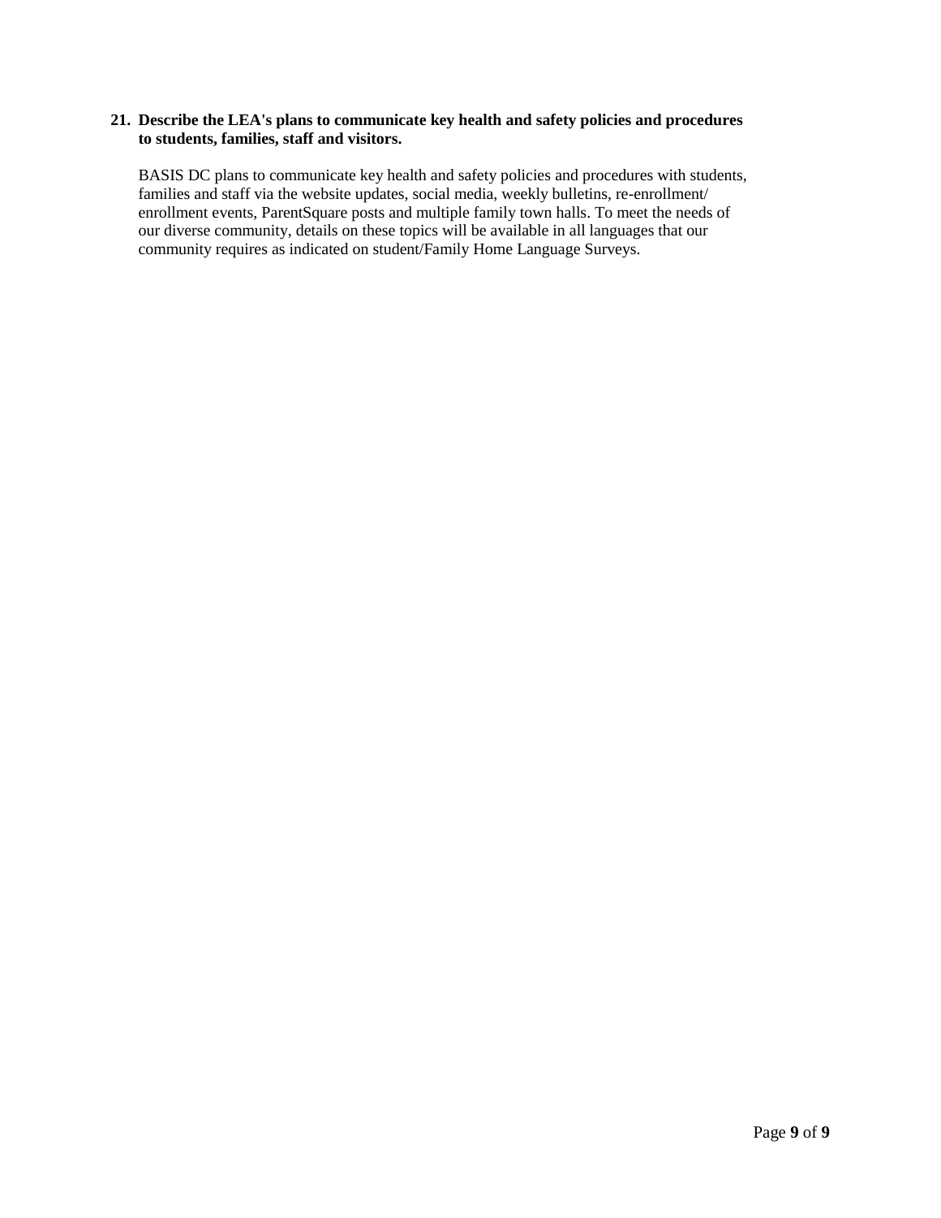**21. Describe the LEA's plans to communicate key health and safety policies and procedures to students, families, staff and visitors.**

BASIS DC plans to communicate key health and safety policies and procedures with students, families and staff via the website updates, social media, weekly bulletins, re-enrollment/ enrollment events, ParentSquare posts and multiple family town halls. To meet the needs of our diverse community, details on these topics will be available in all languages that our community requires as indicated on student/Family Home Language Surveys.